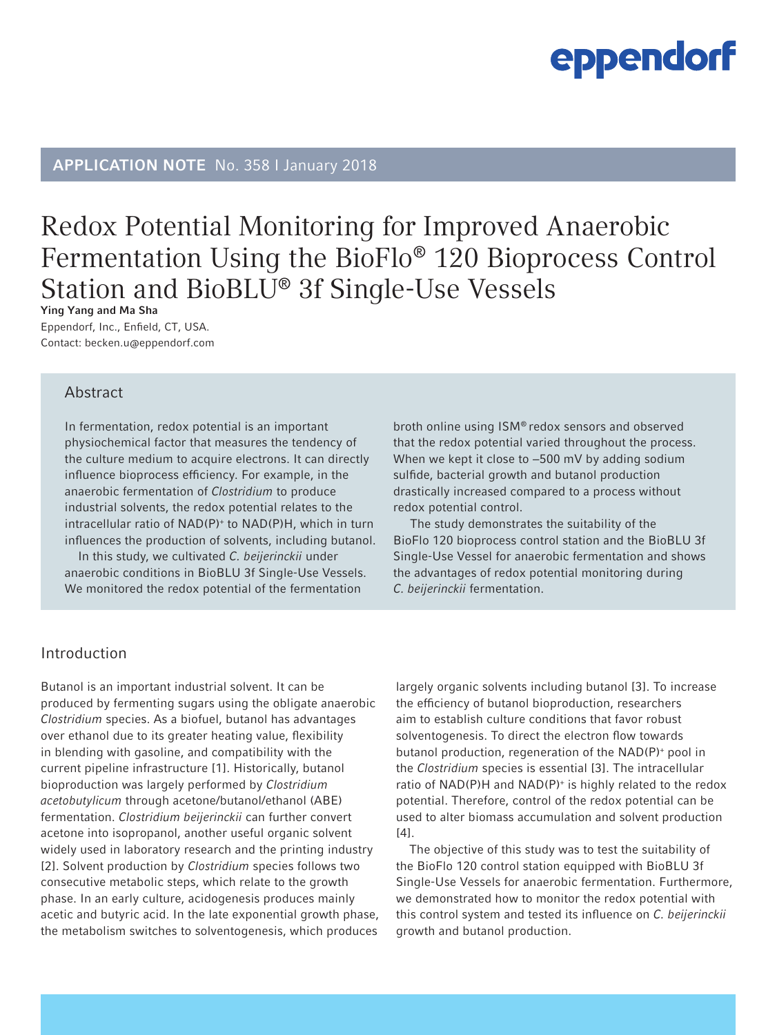eppendorf

**APPLICATION NOTE** No. 358 I January 2018

# Redox Potential Monitoring for Improved Anaerobic Fermentation Using the BioFlo® 120 Bioprocess Control Station and BioBLU® 3f Single-Use Vessels

**Ying Yang and Ma Sha**

Eppendorf, Inc., Enfield, CT, USA.

Contact: becken.u@eppendorf.com

## Abstract

In fermentation, redox potential is an important physiochemical factor that measures the tendency of the culture medium to acquire electrons. It can directly influence bioprocess efficiency. For example, in the anaerobic fermentation of *Clostridium* to produce industrial solvents, the redox potential relates to the intracellular ratio of $NAD(P)^+$ to NAD(P)H, which in turn influences the production of solvents, including butanol.

In this study, we cultivated *C. beijerinckii* under anaerobic conditions in BioBLU 3f Single-Use Vessels. We monitored the redox potential of the fermentation broth online using ISM® redox sensors and observed that the redox potential varied throughout the process. When we kept it close to –500 mV by adding sodium sulfide, bacterial growth and butanol production drastically increased compared to a process without redox potential control.

The study demonstrates the suitability of the BioFlo 120 bioprocess control station and the BioBLU 3f Single-Use Vessel for anaerobic fermentation and shows the advantages of redox potential monitoring during *C. beijerinckii* fermentation.

## Introduction

Butanol is an important industrial solvent. It can be produced by fermenting sugars using the obligate anaerobic *Clostridium* species. As a biofuel, butanol has advantages over ethanol due to its greater heating value, flexibility in blending with gasoline, and compatibility with the current pipeline infrastructure [1]. Historically, butanol bioproduction was largely performed by *Clostridium acetobutylicum* through acetone/butanol/ethanol (ABE) fermentation. *Clostridium beijerinckii* can further convert acetone into isopropanol, another useful organic solvent widely used in laboratory research and the printing industry [2]. Solvent production by *Clostridium* species follows two consecutive metabolic steps, which relate to the growth phase. In an early culture, acidogenesis produces mainly acetic and butyric acid. In the late exponential growth phase, the metabolism switches to solventogenesis, which produces largely organic solvents including butanol [3]. To increase the efficiency of butanol bioproduction, researchers aim to establish culture conditions that favor robust solventogenesis. To direct the electron flow towards butanol production, regeneration of the $NAD(P)^+$ pool in the *Clostridium* species is essential [3]. The intracellular ratio of NAD(P)H and $NAD(P)^+$ is highly related to the redox potential. Therefore, control of the redox potential can be used to alter biomass accumulation and solvent production [4].

The objective of this study was to test the suitability of the BioFlo 120 control station equipped with BioBLU 3f Single-Use Vessels for anaerobic fermentation. Furthermore, we demonstrated how to monitor the redox potential with this control system and tested its influence on *C. beijerinckii* growth and butanol production.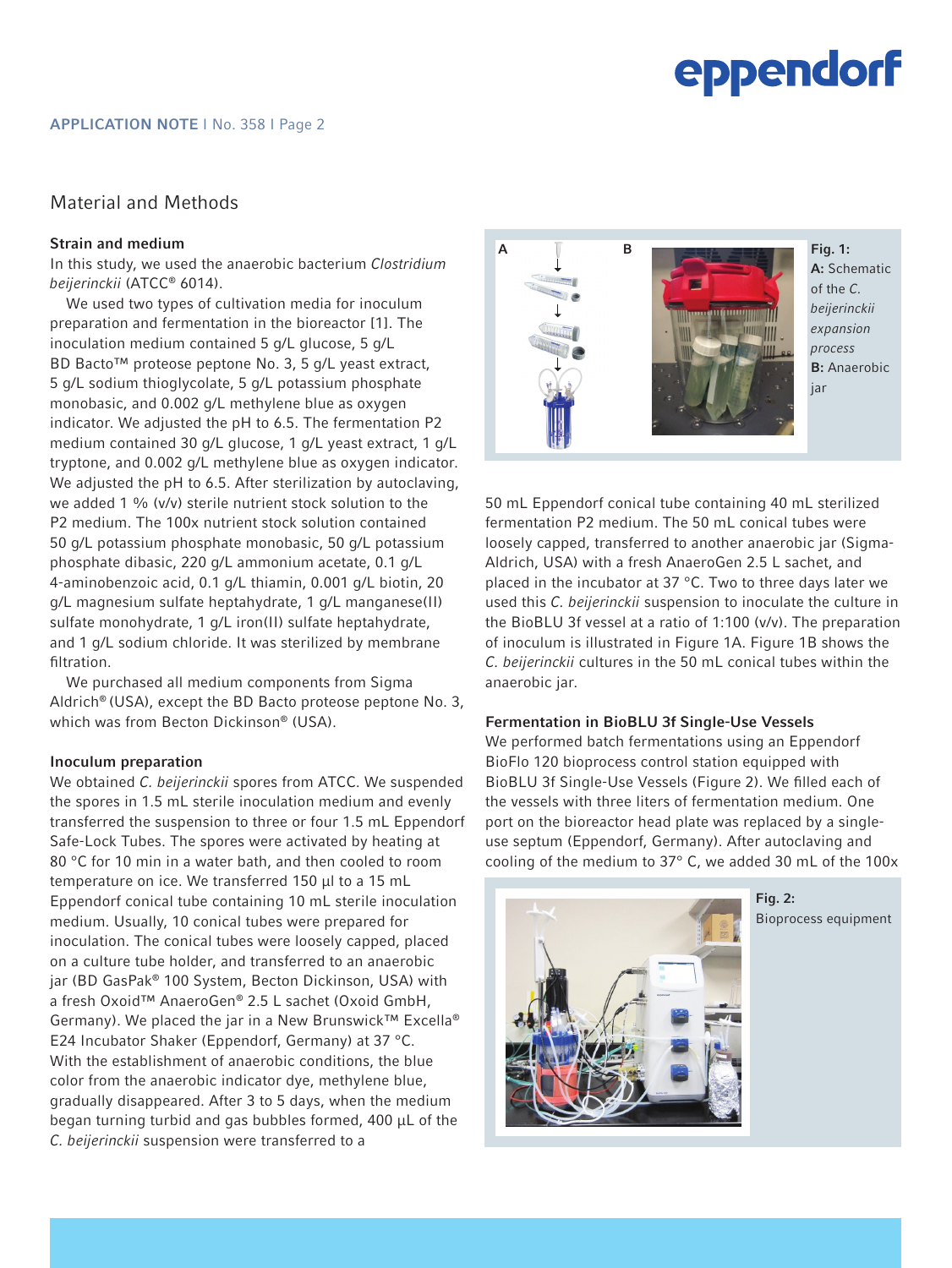## Material and Methods

### Strain and medium

In this study, we used the anaerobic bacterium *Clostridium beijerinckii* (ATCC® 6014).

We used two types of cultivation media for inoculum preparation and fermentation in the bioreactor [1]. The inoculation medium contained 5 g/L glucose, 5 g/L BD Bacto™ proteose peptone No. 3, 5 g/L yeast extract, 5 g/L sodium thioglycolate, 5 g/L potassium phosphate monobasic, and 0.002 g/L methylene blue as oxygen indicator. We adjusted the pH to 6.5. The fermentation P2 medium contained 30 g/L glucose, 1 g/L yeast extract, 1 g/L tryptone, and 0.002 g/L methylene blue as oxygen indicator. We adjusted the pH to 6.5. After sterilization by autoclaving, we added 1 % (v/v) sterile nutrient stock solution to the P2 medium. The 100x nutrient stock solution contained 50 g/L potassium phosphate monobasic, 50 g/L potassium phosphate dibasic, 220 g/L ammonium acetate, 0.1 g/L 4-aminobenzoic acid, 0.1 g/L thiamin, 0.001 g/L biotin, 20 g/L magnesium sulfate heptahydrate, 1 g/L manganese(II) sulfate monohydrate, 1 g/L iron(II) sulfate heptahydrate, and 1 g/L sodium chloride. It was sterilized by membrane filtration.

We purchased all medium components from Sigma Aldrich® (USA), except the BD Bacto proteose peptone No. 3, which was from Becton Dickinson® (USA).

### Inoculum preparation

We obtained *C. beijerinckii* spores from ATCC. We suspended the spores in 1.5 mL sterile inoculation medium and evenly transferred the suspension to three or four 1.5 mL Eppendorf Safe-Lock Tubes. The spores were activated by heating at 80 °C for 10 min in a water bath, and then cooled to room temperature on ice. We transferred 150 µl to a 15 mL Eppendorf conical tube containing 10 mL sterile inoculation medium. Usually, 10 conical tubes were prepared for inoculation. The conical tubes were loosely capped, placed on a culture tube holder, and transferred to an anaerobic jar (BD GasPak® 100 System, Becton Dickinson, USA) with a fresh Oxoid™ AnaeroGen® 2.5 L sachet (Oxoid GmbH, Germany). We placed the jar in a New Brunswick™ Excella® E24 Incubator Shaker (Eppendorf, Germany) at 37 °C. With the establishment of anaerobic conditions, the blue color from the anaerobic indicator dye, methylene blue, gradually disappeared. After 3 to 5 days, when the medium began turning turbid and gas bubbles formed, 400 µL of the *C. beijerinckii* suspension were transferred to a 50 mL Eppendorf conical tube containing 40 mL sterilized fermentation P2 medium. The 50 mL conical tubes were loosely capped, transferred to another anaerobic jar (Sigma-Aldrich, USA) with a fresh AnaeroGen 2.5 L sachet, and placed in the incubator at 37 °C. Two to three days later we used this *C. beijerinckii* suspension to inoculate the culture in the BioBLU 3f vessel at a ratio of 1:100 (v/v). The preparation of inoculum is illustrated in Figure 1A. Figure 1B shows the *C. beijerinckii* cultures in the 50 mL conical tubes within the anaerobic jar.

**Fig. 1:** **A:** Schematic of the *C. beijerinckii expansion process* **B:** Anaerobic jar

### Fermentation in BioBLU 3f Single-Use Vessels

We performed batch fermentations using an Eppendorf BioFlo 120 bioprocess control station equipped with BioBLU 3f Single-Use Vessels (Figure 2). We filled each of the vessels with three liters of fermentation medium. One port on the bioreactor head plate was replaced by a single-use septum (Eppendorf, Germany). After autoclaving and cooling of the medium to 37° C, we added 30 mL of the 100x

**Fig. 2:** Bioprocess equipment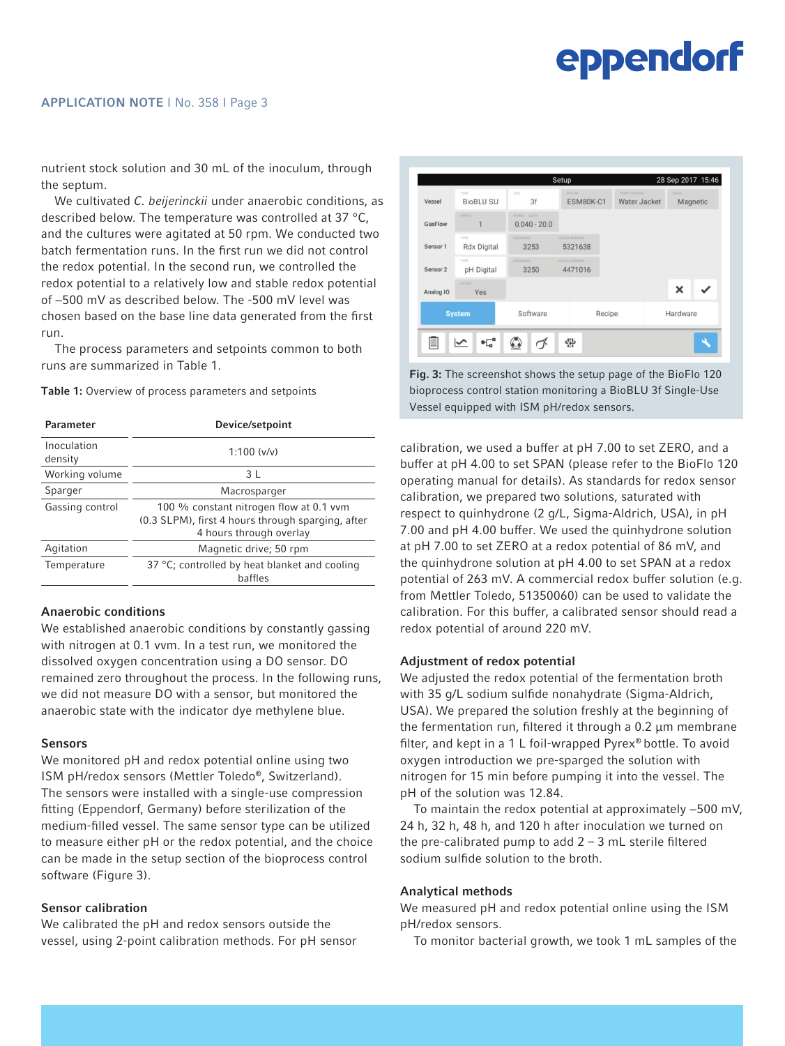nutrient stock solution and 30 mL of the inoculum, through the septum.

We cultivated *C. beijerinckii* under anaerobic conditions, as described below. The temperature was controlled at 37 °C, and the cultures were agitated at 50 rpm. We conducted two batch fermentation runs. In the first run we did not control the redox potential. In the second run, we controlled the redox potential to a relatively low and stable redox potential of –500 mV as described below. The -500 mV level was chosen based on the base line data generated from the first run.

The process parameters and setpoints common to both runs are summarized in Table 1.

**Table 1:** Overview of process parameters and setpoints

| Parameter | Device/setpoint |
|---|---|
| Inoculation density | 1:100 (v/v) |
| Working volume | 3 L |
| Sparger | Macrosparger |
| Gassing control | 100 % constant nitrogen flow at 0.1 vvm (0.3 SLPM), first 4 hours through sparging, after 4 hours through overlay |
| Agitation | Magnetic drive; 50 rpm |
| Temperature | 37 °C; controlled by heat blanket and cooling baffles |

### Anaerobic conditions

We established anaerobic conditions by constantly gassing with nitrogen at 0.1 vvm. In a test run, we monitored the dissolved oxygen concentration using a DO sensor. DO remained zero throughout the process. In the following runs, we did not measure DO with a sensor, but monitored the anaerobic state with the indicator dye methylene blue.

### Sensors

We monitored pH and redox potential online using two ISM pH/redox sensors (Mettler Toledo®, Switzerland). The sensors were installed with a single-use compression fitting (Eppendorf, Germany) before sterilization of the medium-filled vessel. The same sensor type can be utilized to measure either pH or the redox potential, and the choice can be made in the setup section of the bioprocess control software (Figure 3).

### Sensor calibration

We calibrated the pH and redox sensors outside the vessel, using 2-point calibration methods. For pH sensor calibration, we used a buffer at pH 7.00 to set ZERO, and a buffer at pH 4.00 to set SPAN (please refer to the BioFlo 120 operating manual for details). As standards for redox sensor calibration, we prepared two solutions, saturated with respect to quinhydrone (2 g/L, Sigma-Aldrich, USA), in pH 7.00 and pH 4.00 buffer. We used the quinhydrone solution at pH 7.00 to set ZERO at a redox potential of 86 mV, and the quinhydrone solution at pH 4.00 to set SPAN at a redox potential of 263 mV. A commercial redox buffer solution (e.g. from Mettler Toledo, 51350060) can be used to validate the calibration. For this buffer, a calibrated sensor should read a redox potential of around 220 mV.

**Fig. 3:** The screenshot shows the setup page of the BioFlo 120 bioprocess control station monitoring a BioBLU 3f Single-Use Vessel equipped with ISM pH/redox sensors.

### Adjustment of redox potential

We adjusted the redox potential of the fermentation broth with 35 g/L sodium sulfide nonahydrate (Sigma-Aldrich, USA). We prepared the solution freshly at the beginning of the fermentation run, filtered it through a 0.2 µm membrane filter, and kept in a 1 L foil-wrapped Pyrex® bottle. To avoid oxygen introduction we pre-sparged the solution with nitrogen for 15 min before pumping it into the vessel. The pH of the solution was 12.84.

To maintain the redox potential at approximately –500 mV, 24 h, 32 h, 48 h, and 120 h after inoculation we turned on the pre-calibrated pump to add 2 – 3 mL sterile filtered sodium sulfide solution to the broth.

### Analytical methods

We measured pH and redox potential online using the ISM pH/redox sensors.

To monitor bacterial growth, we took 1 mL samples of the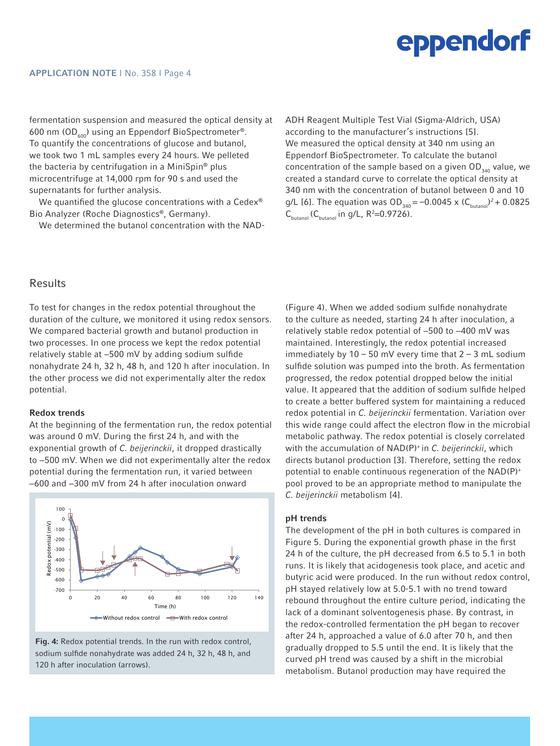fermentation suspension and measured the optical density at 600 nm ($OD_{600}$) using an Eppendorf BioSpectrometer®. To quantify the concentrations of glucose and butanol, we took two 1 mL samples every 24 hours. We pelleted the bacteria by centrifugation in a MiniSpin® plus microcentrifuge at 14,000 rpm for 90 s and used the supernatants for further analysis.

We quantified the glucose concentrations with a Cedex® Bio Analyzer (Roche Diagnostics®, Germany).

We determined the butanol concentration with the NAD-ADH Reagent Multiple Test Vial (Sigma-Aldrich, USA) according to the manufacturer's instructions [5]. We measured the optical density at 340 nm using an Eppendorf BioSpectrometer. To calculate the butanol concentration of the sample based on a given $OD_{340}$ value, we created a standard curve to correlate the optical density at 340 nm with the concentration of butanol between 0 and 10 g/L [6]. The equation was $OD_{340} = -0.0045 \times (C_{butanol})^2 + 0.0825\ C_{butanol}$ ($C_{butanol}$ in g/L, $R^2$=0.9726).

## Results

To test for changes in the redox potential throughout the duration of the culture, we monitored it using redox sensors. We compared bacterial growth and butanol production in two processes. In one process we kept the redox potential relatively stable at –500 mV by adding sodium sulfide nonahydrate 24 h, 32 h, 48 h, and 120 h after inoculation. In the other process we did not experimentally alter the redox potential.

### Redox trends

At the beginning of the fermentation run, the redox potential was around 0 mV. During the first 24 h, and with the exponential growth of *C. beijerinckii*, it dropped drastically to –500 mV. When we did not experimentally alter the redox potential during the fermentation run, it varied between –600 and –300 mV from 24 h after inoculation onward (Figure 4). When we added sodium sulfide nonahydrate to the culture as needed, starting 24 h after inoculation, a relatively stable redox potential of –500 to –400 mV was maintained. Interestingly, the redox potential increased immediately by 10 – 50 mV every time that 2 – 3 mL sodium sulfide solution was pumped into the broth. As fermentation progressed, the redox potential dropped below the initial value. It appeared that the addition of sodium sulfide helped to create a better buffered system for maintaining a reduced redox potential in *C. beijerinckii* fermentation. Variation over this wide range could affect the electron flow in the microbial metabolic pathway. The redox potential is closely correlated with the accumulation of $NAD(P)^+$ in *C. beijerinckii*, which directs butanol production [3]. Therefore, setting the redox potential to enable continuous regeneration of the $NAD(P)^+$ pool proved to be an appropriate method to manipulate the *C. beijerinckii* metabolism [4].

**Fig. 4:** Redox potential trends. In the run with redox control, sodium sulfide nonahydrate was added 24 h, 32 h, 48 h, and 120 h after inoculation (arrows).

### pH trends

The development of the pH in both cultures is compared in Figure 5. During the exponential growth phase in the first 24 h of the culture, the pH decreased from 6.5 to 5.1 in both runs. It is likely that acidogenesis took place, and acetic and butyric acid were produced. In the run without redox control, pH stayed relatively low at 5.0-5.1 with no trend toward rebound throughout the entire culture period, indicating the lack of a dominant solventogenesis phase. By contrast, in the redox-controlled fermentation the pH began to recover after 24 h, approached a value of 6.0 after 70 h, and then gradually dropped to 5.5 until the end. It is likely that the curved pH trend was caused by a shift in the microbial metabolism. Butanol production may have required the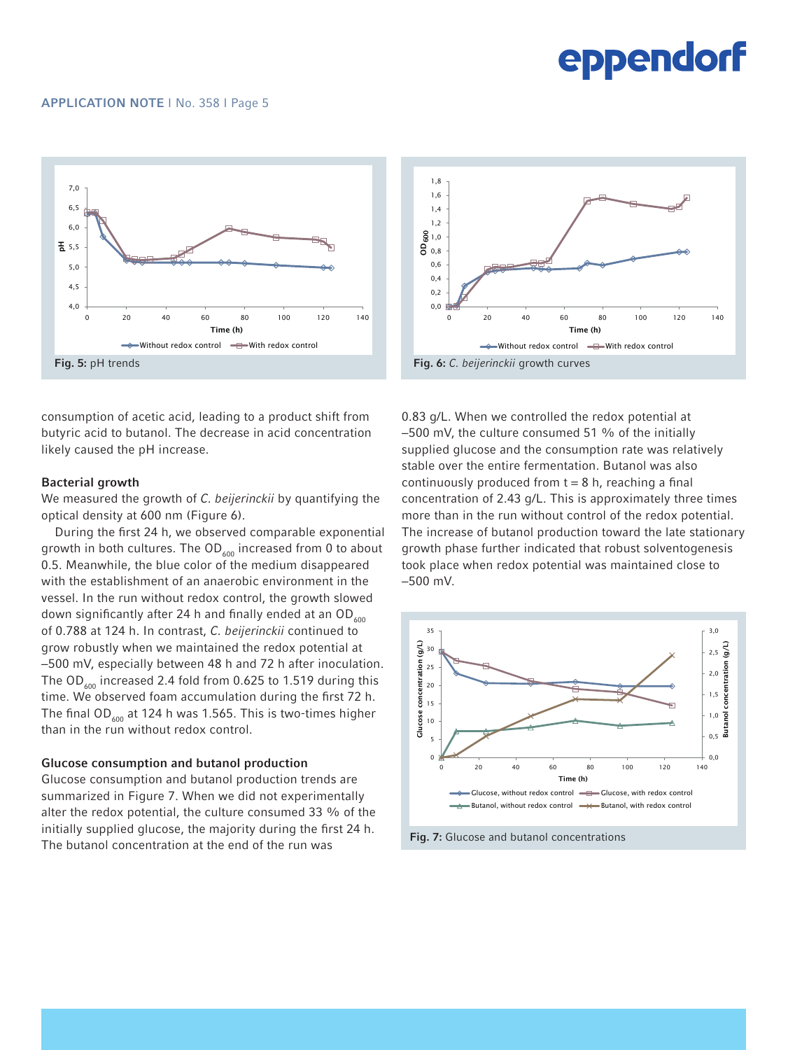Fig. 5: pH trends

Fig. 6: *C. beijerinckii* growth curves

consumption of acetic acid, leading to a product shift from butyric acid to butanol. The decrease in acid concentration likely caused the pH increase.

### Bacterial growth

We measured the growth of *C. beijerinckii* by quantifying the optical density at 600 nm (Figure 6).

During the first 24 h, we observed comparable exponential growth in both cultures. The $OD_{600}$ increased from 0 to about 0.5. Meanwhile, the blue color of the medium disappeared with the establishment of an anaerobic environment in the vessel. In the run without redox control, the growth slowed down significantly after 24 h and finally ended at an $OD_{600}$ of 0.788 at 124 h. In contrast, *C. beijerinckii* continued to grow robustly when we maintained the redox potential at –500 mV, especially between 48 h and 72 h after inoculation. The $OD_{600}$ increased 2.4 fold from 0.625 to 1.519 during this time. We observed foam accumulation during the first 72 h. The final $OD_{600}$ at 124 h was 1.565. This is two-times higher than in the run without redox control.

### Glucose consumption and butanol production

Glucose consumption and butanol production trends are summarized in Figure 7. When we did not experimentally alter the redox potential, the culture consumed 33 % of the initially supplied glucose, the majority during the first 24 h. The butanol concentration at the end of the run was 0.83 g/L. When we controlled the redox potential at –500 mV, the culture consumed 51 % of the initially supplied glucose and the consumption rate was relatively stable over the entire fermentation. Butanol was also continuously produced from t = 8 h, reaching a final concentration of 2.43 g/L. This is approximately three times more than in the run without control of the redox potential. The increase of butanol production toward the late stationary growth phase further indicated that robust solventogenesis took place when redox potential was maintained close to –500 mV.

Fig. 7: Glucose and butanol concentrations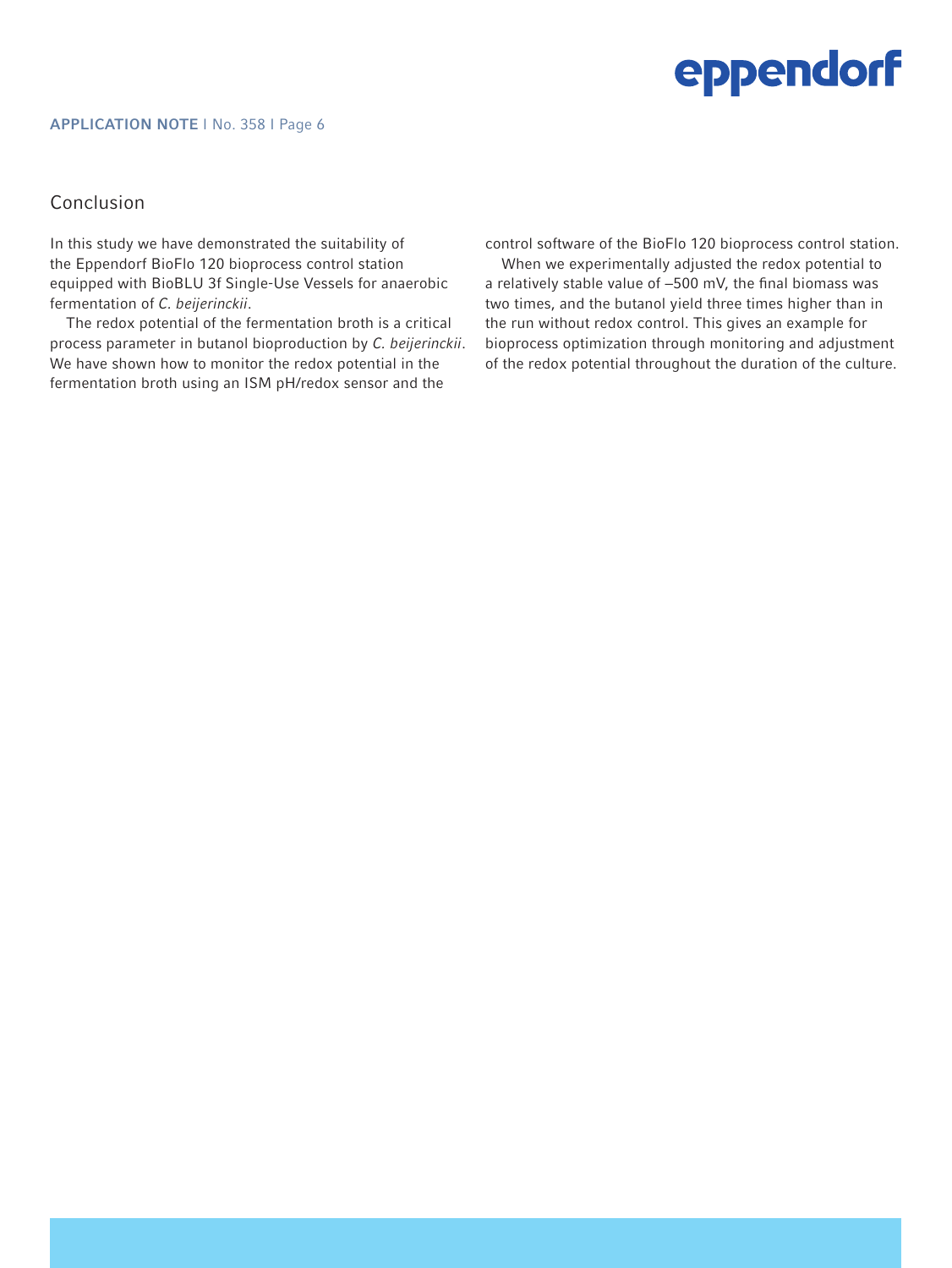## Conclusion

In this study we have demonstrated the suitability of the Eppendorf BioFlo 120 bioprocess control station equipped with BioBLU 3f Single-Use Vessels for anaerobic fermentation of *C. beijerinckii*.

The redox potential of the fermentation broth is a critical process parameter in butanol bioproduction by *C. beijerinckii*. We have shown how to monitor the redox potential in the fermentation broth using an ISM pH/redox sensor and the control software of the BioFlo 120 bioprocess control station.

When we experimentally adjusted the redox potential to a relatively stable value of –500 mV, the final biomass was two times, and the butanol yield three times higher than in the run without redox control. This gives an example for bioprocess optimization through monitoring and adjustment of the redox potential throughout the duration of the culture.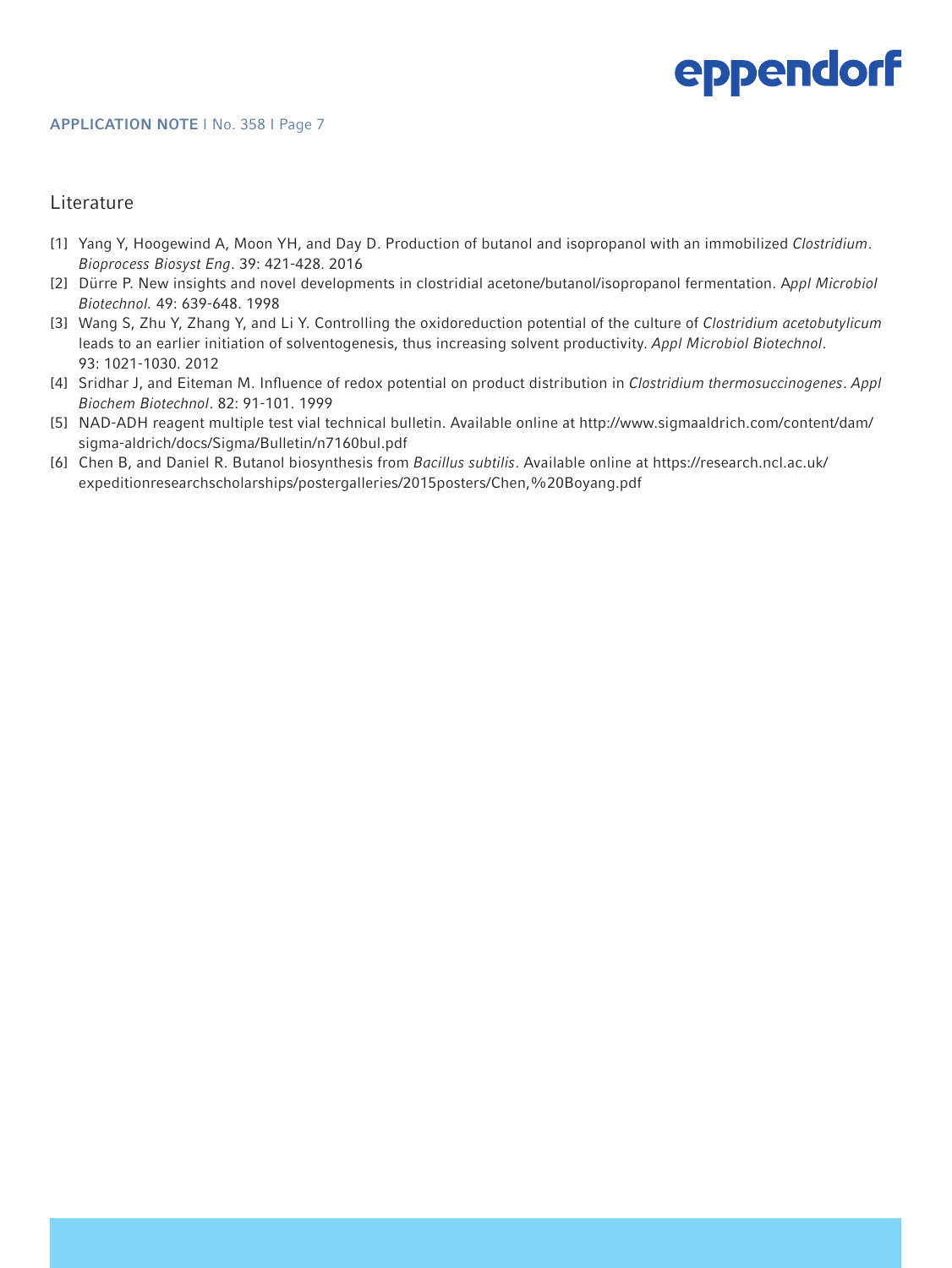## Literature

[1] Yang Y, Hoogewind A, Moon YH, and Day D. Production of butanol and isopropanol with an immobilized *Clostridium*. *Bioprocess Biosyst Eng*. 39: 421-428. 2016

[2] Dürre P. New insights and novel developments in clostridial acetone/butanol/isopropanol fermentation. *Appl Microbiol Biotechnol.* 49: 639-648. 1998

[3] Wang S, Zhu Y, Zhang Y, and Li Y. Controlling the oxidoreduction potential of the culture of *Clostridium acetobutylicum* leads to an earlier initiation of solventogenesis, thus increasing solvent productivity. *Appl Microbiol Biotechnol*. 93: 1021-1030. 2012

[4] Sridhar J, and Eiteman M. Influence of redox potential on product distribution in *Clostridium thermosuccinogenes*. *Appl Biochem Biotechnol*. 82: 91-101. 1999

[5] NAD-ADH reagent multiple test vial technical bulletin. Available online at http://www.sigmaaldrich.com/content/dam/sigma-aldrich/docs/Sigma/Bulletin/n7160bul.pdf

[6] Chen B, and Daniel R. Butanol biosynthesis from *Bacillus subtilis*. Available online at https://research.ncl.ac.uk/expeditionresearchscholarships/postergalleries/2015posters/Chen,%20Boyang.pdf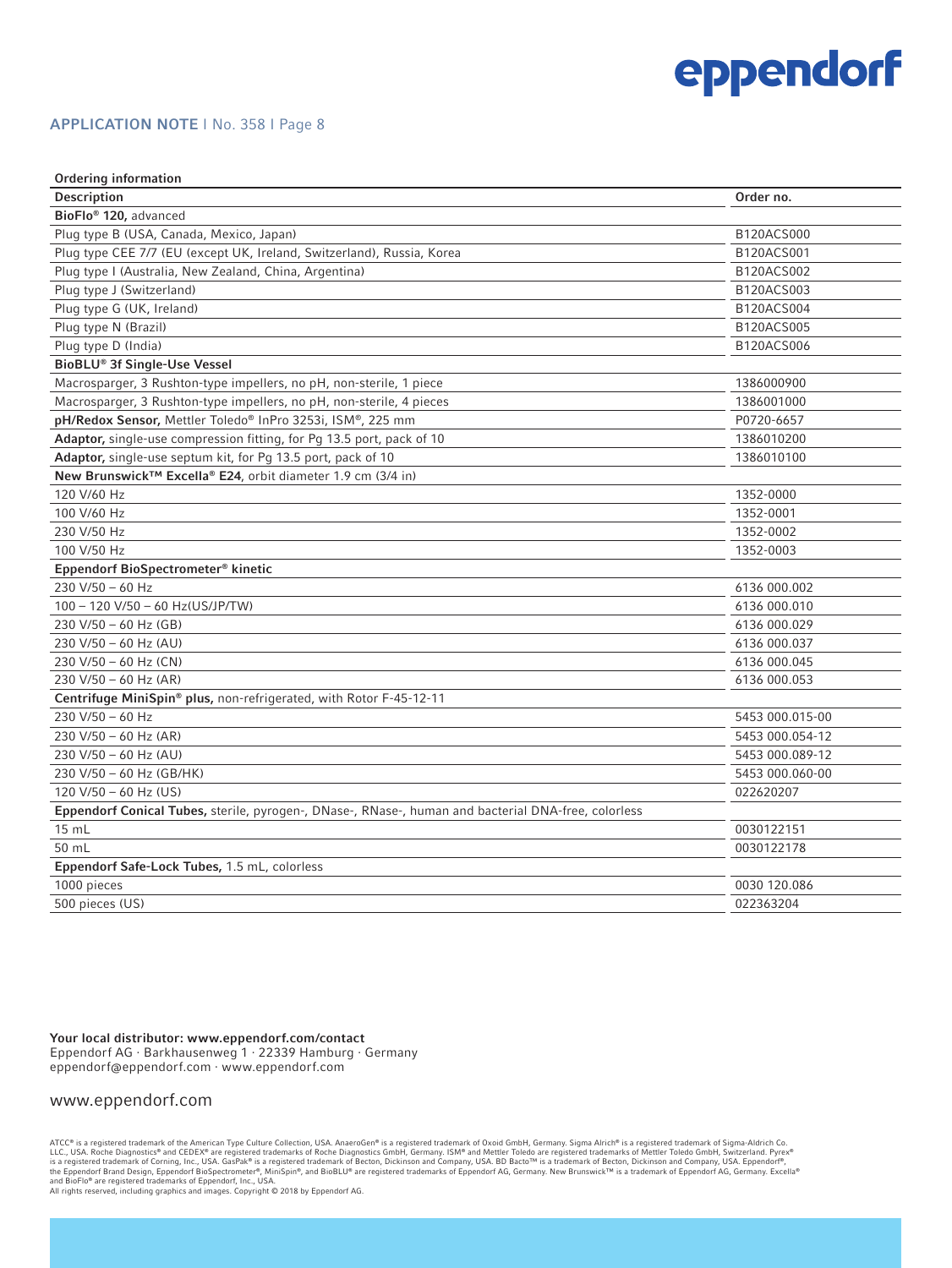## Ordering information

| Description | Order no. |
|---|---|
| **BioFlo® 120,** advanced | |
| Plug type B (USA, Canada, Mexico, Japan) | B120ACS000 |
| Plug type CEE 7/7 (EU (except UK, Ireland, Switzerland), Russia, Korea | B120ACS001 |
| Plug type I (Australia, New Zealand, China, Argentina) | B120ACS002 |
| Plug type J (Switzerland) | B120ACS003 |
| Plug type G (UK, Ireland) | B120ACS004 |
| Plug type N (Brazil) | B120ACS005 |
| Plug type D (India) | B120ACS006 |
| **BioBLU® 3f Single-Use Vessel** | |
| Macrosparger, 3 Rushton-type impellers, no pH, non-sterile, 1 piece | 1386000900 |
| Macrosparger, 3 Rushton-type impellers, no pH, non-sterile, 4 pieces | 1386001000 |
| **pH/Redox Sensor,** Mettler Toledo® InPro 3253i, ISM®, 225 mm | P0720-6657 |
| **Adaptor,** single-use compression fitting, for Pg 13.5 port, pack of 10 | 1386010200 |
| **Adaptor,** single-use septum kit, for Pg 13.5 port, pack of 10 | 1386010100 |
| **New Brunswick™ Excella® E24**, orbit diameter 1.9 cm (3/4 in) | |
| 120 V/60 Hz | 1352-0000 |
| 100 V/60 Hz | 1352-0001 |
| 230 V/50 Hz | 1352-0002 |
| 100 V/50 Hz | 1352-0003 |
| **Eppendorf BioSpectrometer® kinetic** | |
| 230 V/50 – 60 Hz | 6136 000.002 |
| 100 – 120 V/50 – 60 Hz(US/JP/TW) | 6136 000.010 |
| 230 V/50 – 60 Hz (GB) | 6136 000.029 |
| 230 V/50 – 60 Hz (AU) | 6136 000.037 |
| 230 V/50 – 60 Hz (CN) | 6136 000.045 |
| 230 V/50 – 60 Hz (AR) | 6136 000.053 |
| **Centrifuge MiniSpin® plus,** non-refrigerated, with Rotor F-45-12-11 | |
| 230 V/50 – 60 Hz | 5453 000.015-00 |
| 230 V/50 – 60 Hz (AR) | 5453 000.054-12 |
| 230 V/50 – 60 Hz (AU) | 5453 000.089-12 |
| 230 V/50 – 60 Hz (GB/HK) | 5453 000.060-00 |
| 120 V/50 – 60 Hz (US) | 022620207 |
| **Eppendorf Conical Tubes,** sterile, pyrogen-, DNase-, RNase-, human and bacterial DNA-free, colorless | |
| 15 mL | 0030122151 |
| 50 mL | 0030122178 |
| **Eppendorf Safe-Lock Tubes,** 1.5 mL, colorless | |
| 1000 pieces | 0030 120.086 |
| 500 pieces (US) | 022363204 |

**Your local distributor: www.eppendorf.com/contact**
Eppendorf AG · Barkhausenweg 1 · 22339 Hamburg · Germany
eppendorf@eppendorf.com · www.eppendorf.com

www.eppendorf.com

ATCC® is a registered trademark of the American Type Culture Collection, USA. AnaeroGen® is a registered trademark of Oxoid GmbH, Germany. Sigma Alrich® is a registered trademark of Sigma-Aldrich Co. LLC., USA. Roche Diagnostics® and CEDEX® are registered trademarks of Roche Diagnostics GmbH, Germany. ISM® and Mettler Toledo are registered trademarks of Mettler Toledo GmbH, Switzerland. Pyrex® is a registered trademark of Corning, Inc., USA. GasPak® is a registered trademark of Becton, Dickinson and Company, USA. BD Bacto™ is a trademark of Becton, Dickinson and Company, USA. Eppendorf®, the Eppendorf Brand Design, Eppendorf BioSpectrometer®, MiniSpin®, and BioBLU® are registered trademarks of Eppendorf AG, Germany. New Brunswick™ is a trademark of Eppendorf AG, Germany. Excella® and BioFlo® are registered trademarks of Eppendorf, Inc., USA.
All rights reserved, including graphics and images. Copyright © 2018 by Eppendorf AG.